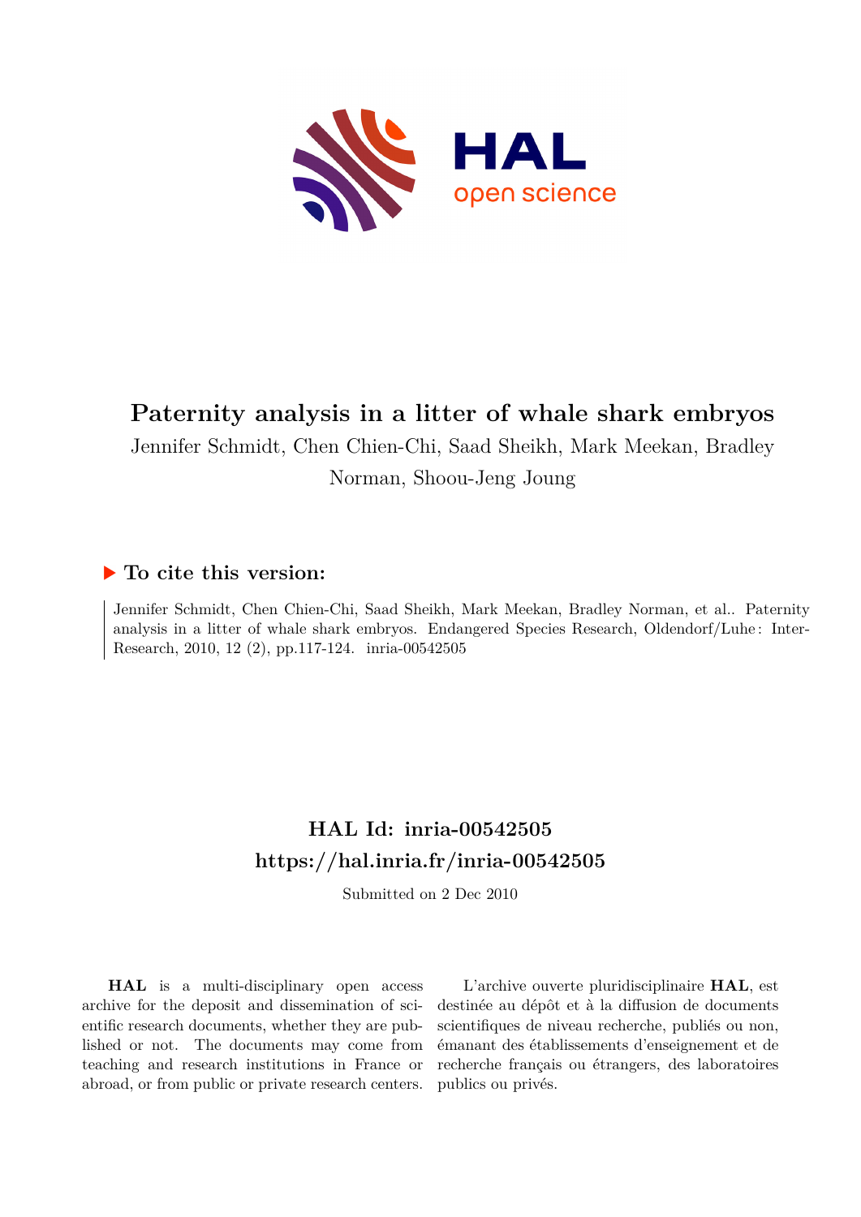# Paternity analysis in a litter of whale shark embryos

Jennifer Schmidt, Chen Chien-Chi, Saad Sheikh, Mark Meekan, Bradley Norman, Shoou-Jeng Joung

## ▶ To cite this version:

Jennifer Schmidt, Chen Chien-Chi, Saad Sheikh, Mark Meekan, Bradley Norman, et al.. Paternity analysis in a litter of whale shark embryos. Endangered Species Research, Oldendorf/Luhe : Inter-Research, 2010, 12 (2), pp.117-124. inria-00542505

## HAL Id: inria-00542505

## https://hal.inria.fr/inria-00542505

Submitted on 2 Dec 2010

**HAL** is a multi-disciplinary open access archive for the deposit and dissemination of scientific research documents, whether they are published or not. The documents may come from teaching and research institutions in France or abroad, or from public or private research centers.

L'archive ouverte pluridisciplinaire **HAL**, est destinée au dépôt et à la diffusion de documents scientifiques de niveau recherche, publiés ou non, émanant des établissements d'enseignement et de recherche français ou étrangers, des laboratoires publics ou privés.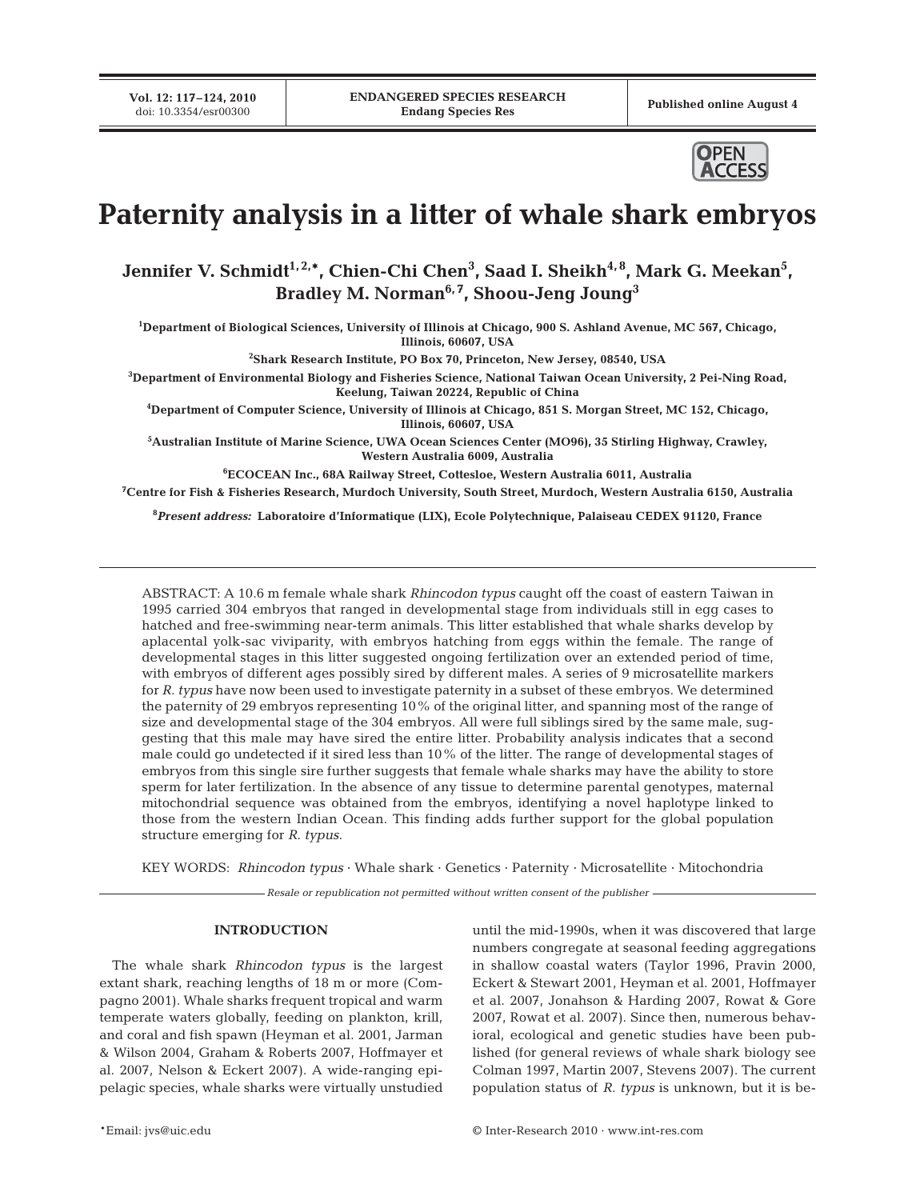# Paternity analysis in a litter of whale shark embryos

**Jennifer V. Schmidt[1,2,*], Chien-Chi Chen[3], Saad I. Sheikh[4,8], Mark G. Meekan[5], Bradley M. Norman[6,7], Shoou-Jeng Joung[3]**

[1]Department of Biological Sciences, University of Illinois at Chicago, 900 S. Ashland Avenue, MC 567, Chicago, Illinois, 60607, USA

[2]Shark Research Institute, PO Box 70, Princeton, New Jersey, 08540, USA

[3]Department of Environmental Biology and Fisheries Science, National Taiwan Ocean University, 2 Pei-Ning Road, Keelung, Taiwan 20224, Republic of China

[4]Department of Computer Science, University of Illinois at Chicago, 851 S. Morgan Street, MC 152, Chicago, Illinois, 60607, USA

[5]Australian Institute of Marine Science, UWA Ocean Sciences Center (MO96), 35 Stirling Highway, Crawley, Western Australia 6009, Australia

[6]ECOCEAN Inc., 68A Railway Street, Cottesloe, Western Australia 6011, Australia

[7]Centre for Fish & Fisheries Research, Murdoch University, South Street, Murdoch, Western Australia 6150, Australia

[8]*Present address:* Laboratoire d'Informatique (LIX), Ecole Polytechnique, Palaiseau CEDEX 91120, France

ABSTRACT: A 10.6 m female whale shark *Rhincodon typus* caught off the coast of eastern Taiwan in 1995 carried 304 embryos that ranged in developmental stage from individuals still in egg cases to hatched and free-swimming near-term animals. This litter established that whale sharks develop by aplacental yolk-sac viviparity, with embryos hatching from eggs within the female. The range of developmental stages in this litter suggested ongoing fertilization over an extended period of time, with embryos of different ages possibly sired by different males. A series of 9 microsatellite markers for *R. typus* have now been used to investigate paternity in a subset of these embryos. We determined the paternity of 29 embryos representing 10% of the original litter, and spanning most of the range of size and developmental stage of the 304 embryos. All were full siblings sired by the same male, suggesting that this male may have sired the entire litter. Probability analysis indicates that a second male could go undetected if it sired less than 10% of the litter. The range of developmental stages of embryos from this single sire further suggests that female whale sharks may have the ability to store sperm for later fertilization. In the absence of any tissue to determine parental genotypes, maternal mitochondrial sequence was obtained from the embryos, identifying a novel haplotype linked to those from the western Indian Ocean. This finding adds further support for the global population structure emerging for *R. typus*.

KEY WORDS: *Rhincodon typus* · Whale shark · Genetics · Paternity · Microsatellite · Mitochondria

*Resale or republication not permitted without written consent of the publisher*

## INTRODUCTION

The whale shark *Rhincodon typus* is the largest extant shark, reaching lengths of 18 m or more (Compagno 2001). Whale sharks frequent tropical and warm temperate waters globally, feeding on plankton, krill, and coral and fish spawn (Heyman et al. 2001, Jarman & Wilson 2004, Graham & Roberts 2007, Hoffmayer et al. 2007, Nelson & Eckert 2007). A wide-ranging epipelagic species, whale sharks were virtually unstudied until the mid-1990s, when it was discovered that large numbers congregate at seasonal feeding aggregations in shallow coastal waters (Taylor 1996, Pravin 2000, Eckert & Stewart 2001, Heyman et al. 2001, Hoffmayer et al. 2007, Jonahson & Harding 2007, Rowat & Gore 2007, Rowat et al. 2007). Since then, numerous behavioral, ecological and genetic studies have been published (for general reviews of whale shark biology see Colman 1997, Martin 2007, Stevens 2007). The current population status of *R. typus* is unknown, but it is be-

*Email: jvs@uic.edu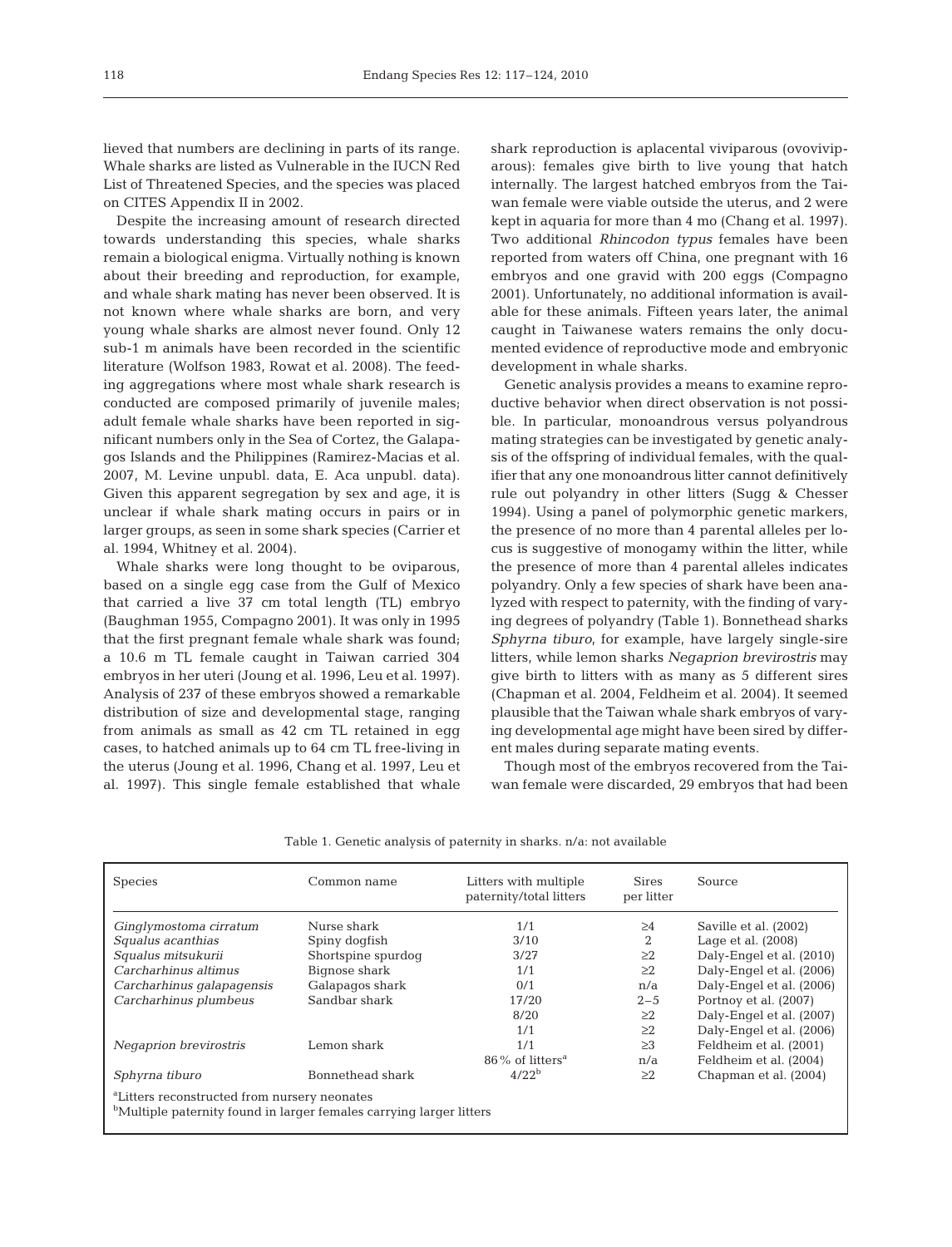lieved that numbers are declining in parts of its range. Whale sharks are listed as Vulnerable in the IUCN Red List of Threatened Species, and the species was placed on CITES Appendix II in 2002.

Despite the increasing amount of research directed towards understanding this species, whale sharks remain a biological enigma. Virtually nothing is known about their breeding and reproduction, for example, and whale shark mating has never been observed. It is not known where whale sharks are born, and very young whale sharks are almost never found. Only 12 sub-1 m animals have been recorded in the scientific literature (Wolfson 1983, Rowat et al. 2008). The feeding aggregations where most whale shark research is conducted are composed primarily of juvenile males; adult female whale sharks have been reported in significant numbers only in the Sea of Cortez, the Galapagos Islands and the Philippines (Ramirez-Macias et al. 2007, M. Levine unpubl. data, E. Aca unpubl. data). Given this apparent segregation by sex and age, it is unclear if whale shark mating occurs in pairs or in larger groups, as seen in some shark species (Carrier et al. 1994, Whitney et al. 2004).

Whale sharks were long thought to be oviparous, based on a single egg case from the Gulf of Mexico that carried a live 37 cm total length (TL) embryo (Baughman 1955, Compagno 2001). It was only in 1995 that the first pregnant female whale shark was found; a 10.6 m TL female caught in Taiwan carried 304 embryos in her uteri (Joung et al. 1996, Leu et al. 1997). Analysis of 237 of these embryos showed a remarkable distribution of size and developmental stage, ranging from animals as small as 42 cm TL retained in egg cases, to hatched animals up to 64 cm TL free-living in the uterus (Joung et al. 1996, Chang et al. 1997, Leu et al. 1997). This single female established that whale shark reproduction is aplacental viviparous (ovoviviparous): females give birth to live young that hatch internally. The largest hatched embryos from the Taiwan female were viable outside the uterus, and 2 were kept in aquaria for more than 4 mo (Chang et al. 1997). Two additional *Rhincodon typus* females have been reported from waters off China, one pregnant with 16 embryos and one gravid with 200 eggs (Compagno 2001). Unfortunately, no additional information is available for these animals. Fifteen years later, the animal caught in Taiwanese waters remains the only documented evidence of reproductive mode and embryonic development in whale sharks.

Genetic analysis provides a means to examine reproductive behavior when direct observation is not possible. In particular, monoandrous versus polyandrous mating strategies can be investigated by genetic analysis of the offspring of individual females, with the qualifier that any one monoandrous litter cannot definitively rule out polyandry in other litters (Sugg & Chesser 1994). Using a panel of polymorphic genetic markers, the presence of no more than 4 parental alleles per locus is suggestive of monogamy within the litter, while the presence of more than 4 parental alleles indicates polyandry. Only a few species of shark have been analyzed with respect to paternity, with the finding of varying degrees of polyandry (Table 1). Bonnethead sharks *Sphyrna tiburo*, for example, have largely single-sire litters, while lemon sharks *Negaprion brevirostris* may give birth to litters with as many as 5 different sires (Chapman et al. 2004, Feldheim et al. 2004). It seemed plausible that the Taiwan whale shark embryos of varying developmental age might have been sired by different males during separate mating events.

Though most of the embryos recovered from the Taiwan female were discarded, 29 embryos that had been

Table 1. Genetic analysis of paternity in sharks. n/a: not available

| Species | Common name | Litters with multiple paternity/total litters | Sires per litter | Source |
|---|---|---|---|---|
| *Ginglymostoma cirratum* | Nurse shark | 1/1 | ≥4 | Saville et al. (2002) |
| *Squalus acanthias* | Spiny dogfish | 3/10 | 2 | Lage et al. (2008) |
| *Squalus mitsukurii* | Shortspine spurdog | 3/27 | ≥2 | Daly-Engel et al. (2010) |
| *Carcharhinus altimus* | Bignose shark | 1/1 | ≥2 | Daly-Engel et al. (2006) |
| *Carcharhinus galapagensis* | Galapagos shark | 0/1 | n/a | Daly-Engel et al. (2006) |
| *Carcharhinus plumbeus* | Sandbar shark | 17/20 | 2–5 | Portnoy et al. (2007) |
| | | 8/20 | ≥2 | Daly-Engel et al. (2007) |
| | | 1/1 | ≥2 | Daly-Engel et al. (2006) |
| *Negaprion brevirostris* | Lemon shark | 1/1 | ≥3 | Feldheim et al. (2001) |
| | | 86% of litters[a] | n/a | Feldheim et al. (2004) |
| *Sphyrna tiburo* | Bonnethead shark | 4/22[b] | ≥2 | Chapman et al. (2004) |

[a]Litters reconstructed from nursery neonates
[b]Multiple paternity found in larger females carrying larger litters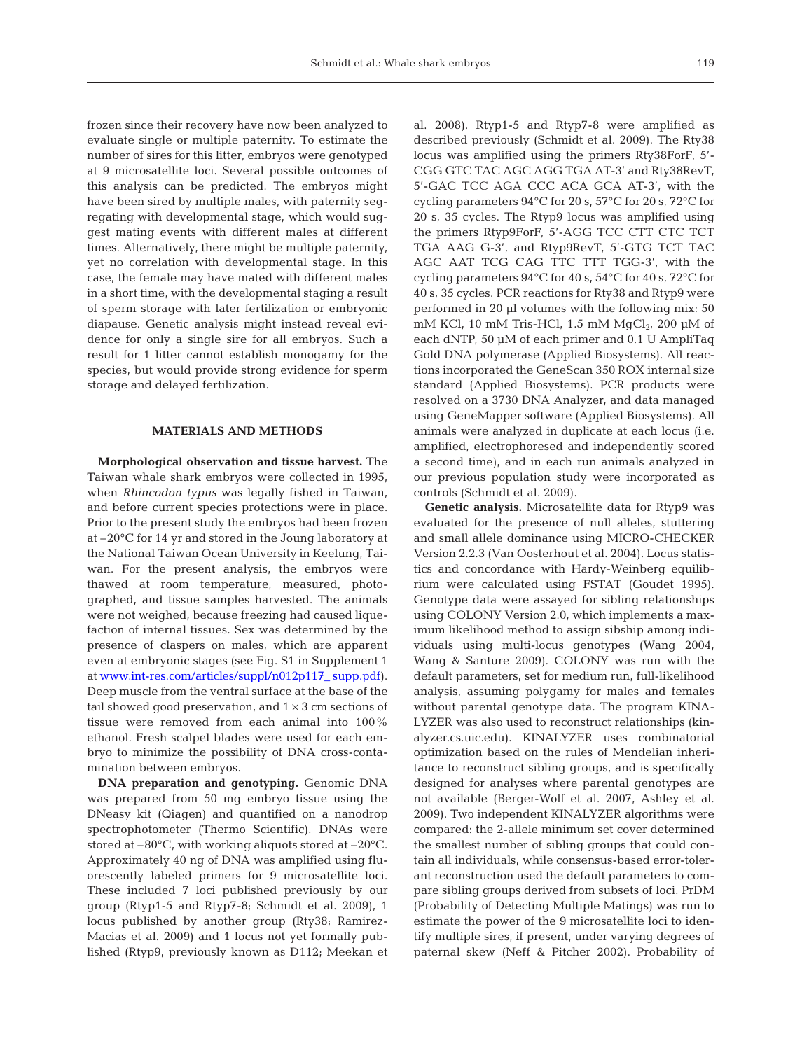frozen since their recovery have now been analyzed to evaluate single or multiple paternity. To estimate the number of sires for this litter, embryos were genotyped at 9 microsatellite loci. Several possible outcomes of this analysis can be predicted. The embryos might have been sired by multiple males, with paternity segregating with developmental stage, which would suggest mating events with different males at different times. Alternatively, there might be multiple paternity, yet no correlation with developmental stage. In this case, the female may have mated with different males in a short time, with the developmental staging a result of sperm storage with later fertilization or embryonic diapause. Genetic analysis might instead reveal evidence for only a single sire for all embryos. Such a result for 1 litter cannot establish monogamy for the species, but would provide strong evidence for sperm storage and delayed fertilization.

## MATERIALS AND METHODS

**Morphological observation and tissue harvest.** The Taiwan whale shark embryos were collected in 1995, when *Rhincodon typus* was legally fished in Taiwan, and before current species protections were in place. Prior to the present study the embryos had been frozen at –20°C for 14 yr and stored in the Joung laboratory at the National Taiwan Ocean University in Keelung, Taiwan. For the present analysis, the embryos were thawed at room temperature, measured, photographed, and tissue samples harvested. The animals were not weighed, because freezing had caused liquefaction of internal tissues. Sex was determined by the presence of claspers on males, which are apparent even at embryonic stages (see Fig. S1 in Supplement 1 at www.int-res.com/articles/suppl/n012p117_ supp.pdf). Deep muscle from the ventral surface at the base of the tail showed good preservation, and 1 × 3 cm sections of tissue were removed from each animal into 100% ethanol. Fresh scalpel blades were used for each embryo to minimize the possibility of DNA cross-contamination between embryos.

**DNA preparation and genotyping.** Genomic DNA was prepared from 50 mg embryo tissue using the DNeasy kit (Qiagen) and quantified on a nanodrop spectrophotometer (Thermo Scientific). DNAs were stored at –80°C, with working aliquots stored at –20°C. Approximately 40 ng of DNA was amplified using fluorescently labeled primers for 9 microsatellite loci. These included 7 loci published previously by our group (Rtyp1-5 and Rtyp7-8; Schmidt et al. 2009), 1 locus published by another group (Rty38; Ramirez-Macias et al. 2009) and 1 locus not yet formally published (Rtyp9, previously known as D112; Meekan et al. 2008). Rtyp1-5 and Rtyp7-8 were amplified as described previously (Schmidt et al. 2009). The Rty38 locus was amplified using the primers Rty38ForF, 5′-CGG GTC TAC AGC AGG TGA AT-3′ and Rty38RevT, 5′-GAC TCC AGA CCC ACA GCA AT-3′, with the cycling parameters 94°C for 20 s, 57°C for 20 s, 72°C for 20 s, 35 cycles. The Rtyp9 locus was amplified using the primers Rtyp9ForF, 5′-AGG TCC CTT CTC TCT TGA AAG G-3′, and Rtyp9RevT, 5′-GTG TCT TAC AGC AAT TCG CAG TTC TTT TGG-3′, with the cycling parameters 94°C for 40 s, 54°C for 40 s, 72°C for 40 s, 35 cycles. PCR reactions for Rty38 and Rtyp9 were performed in 20 µl volumes with the following mix: 50 mM KCl, 10 mM Tris-HCl, 1.5 mM $MgCl_2$, 200 µM of each dNTP, 50 µM of each primer and 0.1 U AmpliTaq Gold DNA polymerase (Applied Biosystems). All reactions incorporated the GeneScan 350 ROX internal size standard (Applied Biosystems). PCR products were resolved on a 3730 DNA Analyzer, and data managed using GeneMapper software (Applied Biosystems). All animals were analyzed in duplicate at each locus (i.e. amplified, electrophoresed and independently scored a second time), and in each run animals analyzed in our previous population study were incorporated as controls (Schmidt et al. 2009).

**Genetic analysis.** Microsatellite data for Rtyp9 was evaluated for the presence of null alleles, stuttering and small allele dominance using MICRO-CHECKER Version 2.2.3 (Van Oosterhout et al. 2004). Locus statistics and concordance with Hardy-Weinberg equilibrium were calculated using FSTAT (Goudet 1995). Genotype data were assayed for sibling relationships using COLONY Version 2.0, which implements a maximum likelihood method to assign sibship among individuals using multi-locus genotypes (Wang 2004, Wang & Santure 2009). COLONY was run with the default parameters, set for medium run, full-likelihood analysis, assuming polygamy for males and females without parental genotype data. The program KINALYZER was also used to reconstruct relationships (kinalyzer.cs.uic.edu). KINALYZER uses combinatorial optimization based on the rules of Mendelian inheritance to reconstruct sibling groups, and is specifically designed for analyses where parental genotypes are not available (Berger-Wolf et al. 2007, Ashley et al. 2009). Two independent KINALYZER algorithms were compared: the 2-allele minimum set cover determined the smallest number of sibling groups that could contain all individuals, while consensus-based error-tolerant reconstruction used the default parameters to compare sibling groups derived from subsets of loci. PrDM (Probability of Detecting Multiple Matings) was run to estimate the power of the 9 microsatellite loci to identify multiple sires, if present, under varying degrees of paternal skew (Neff & Pitcher 2002). Probability of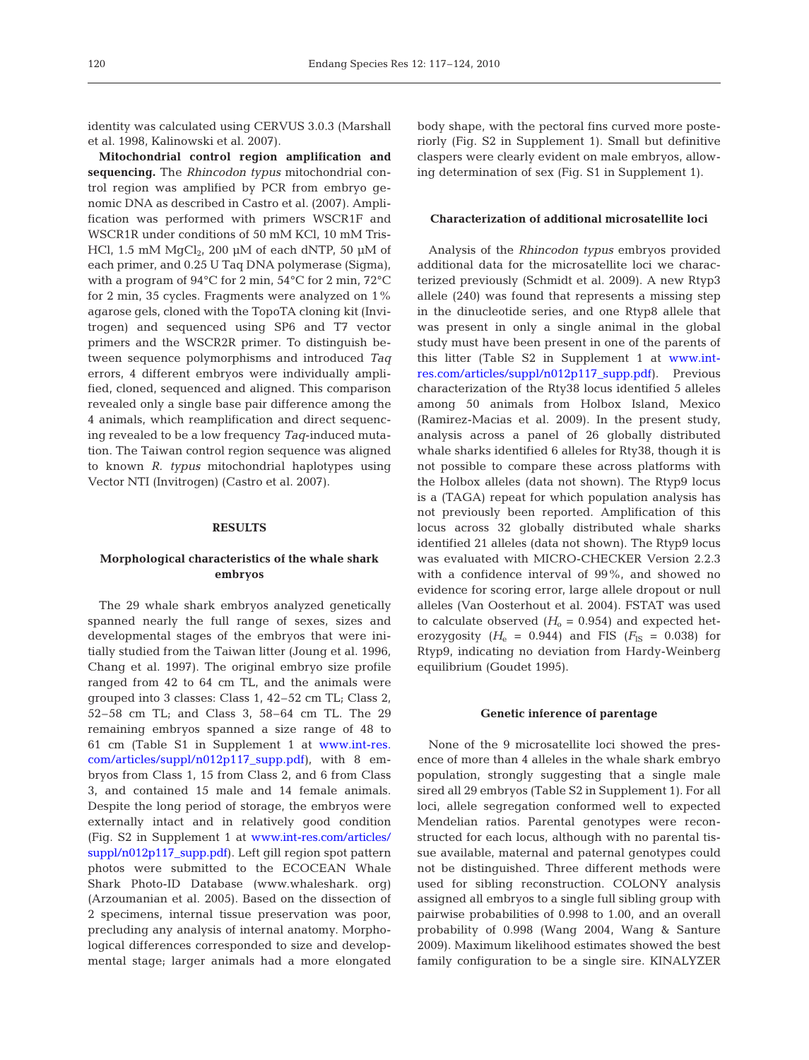identity was calculated using CERVUS 3.0.3 (Marshall et al. 1998, Kalinowski et al. 2007).

**Mitochondrial control region amplification and sequencing.** The *Rhincodon typus* mitochondrial control region was amplified by PCR from embryo genomic DNA as described in Castro et al. (2007). Amplification was performed with primers WSCR1F and WSCR1R under conditions of 50 mM KCl, 10 mM Tris-HCl, 1.5 mM $MgCl_2$, 200 µM of each dNTP, 50 µM of each primer, and 0.25 U Taq DNA polymerase (Sigma), with a program of 94°C for 2 min, 54°C for 2 min, 72°C for 2 min, 35 cycles. Fragments were analyzed on 1% agarose gels, cloned with the TopoTA cloning kit (Invitrogen) and sequenced using SP6 and T7 vector primers and the WSCR2R primer. To distinguish between sequence polymorphisms and introduced *Taq* errors, 4 different embryos were individually amplified, cloned, sequenced and aligned. This comparison revealed only a single base pair difference among the 4 animals, which reamplification and direct sequencing revealed to be a low frequency *Taq*-induced mutation. The Taiwan control region sequence was aligned to known *R. typus* mitochondrial haplotypes using Vector NTI (Invitrogen) (Castro et al. 2007).

## RESULTS

### Morphological characteristics of the whale shark embryos

The 29 whale shark embryos analyzed genetically spanned nearly the full range of sexes, sizes and developmental stages of the embryos that were initially studied from the Taiwan litter (Joung et al. 1996, Chang et al. 1997). The original embryo size profile ranged from 42 to 64 cm TL, and the animals were grouped into 3 classes: Class 1, 42–52 cm TL; Class 2, 52–58 cm TL; and Class 3, 58–64 cm TL. The 29 remaining embryos spanned a size range of 48 to 61 cm (Table S1 in Supplement 1 at www.int-res.com/articles/suppl/n012p117_supp.pdf), with 8 embryos from Class 1, 15 from Class 2, and 6 from Class 3, and contained 15 male and 14 female animals. Despite the long period of storage, the embryos were externally intact and in relatively good condition (Fig. S2 in Supplement 1 at www.int-res.com/articles/suppl/n012p117_supp.pdf). Left gill region spot pattern photos were submitted to the ECOCEAN Whale Shark Photo-ID Database (www.whaleshark. org) (Arzoumanian et al. 2005). Based on the dissection of 2 specimens, internal tissue preservation was poor, precluding any analysis of internal anatomy. Morphological differences corresponded to size and developmental stage; larger animals had a more elongated body shape, with the pectoral fins curved more posteriorly (Fig. S2 in Supplement 1). Small but definitive claspers were clearly evident on male embryos, allowing determination of sex (Fig. S1 in Supplement 1).

### Characterization of additional microsatellite loci

Analysis of the *Rhincodon typus* embryos provided additional data for the microsatellite loci we characterized previously (Schmidt et al. 2009). A new Rtyp3 allele (240) was found that represents a missing step in the dinucleotide series, and one Rtyp8 allele that was present in only a single animal in the global study must have been present in one of the parents of this litter (Table S2 in Supplement 1 at www.int-res.com/articles/suppl/n012p117_supp.pdf). Previous characterization of the Rty38 locus identified 5 alleles among 50 animals from Holbox Island, Mexico (Ramirez-Macias et al. 2009). In the present study, analysis across a panel of 26 globally distributed whale sharks identified 6 alleles for Rty38, though it is not possible to compare these across platforms with the Holbox alleles (data not shown). The Rtyp9 locus is a (TAGA) repeat for which population analysis has not previously been reported. Amplification of this locus across 32 globally distributed whale sharks identified 21 alleles (data not shown). The Rtyp9 locus was evaluated with MICRO-CHECKER Version 2.2.3 with a confidence interval of 99%, and showed no evidence for scoring error, large allele dropout or null alleles (Van Oosterhout et al. 2004). FSTAT was used to calculate observed ($H_o$ = 0.954) and expected heterozygosity ($H_e$ = 0.944) and FIS ($F_{IS}$ = 0.038) for Rtyp9, indicating no deviation from Hardy-Weinberg equilibrium (Goudet 1995).

### Genetic inference of parentage

None of the 9 microsatellite loci showed the presence of more than 4 alleles in the whale shark embryo population, strongly suggesting that a single male sired all 29 embryos (Table S2 in Supplement 1). For all loci, allele segregation conformed well to expected Mendelian ratios. Parental genotypes were reconstructed for each locus, although with no parental tissue available, maternal and paternal genotypes could not be distinguished. Three different methods were used for sibling reconstruction. COLONY analysis assigned all embryos to a single full sibling group with pairwise probabilities of 0.998 to 1.00, and an overall probability of 0.998 (Wang 2004, Wang & Santure 2009). Maximum likelihood estimates showed the best family configuration to be a single sire. KINALYZER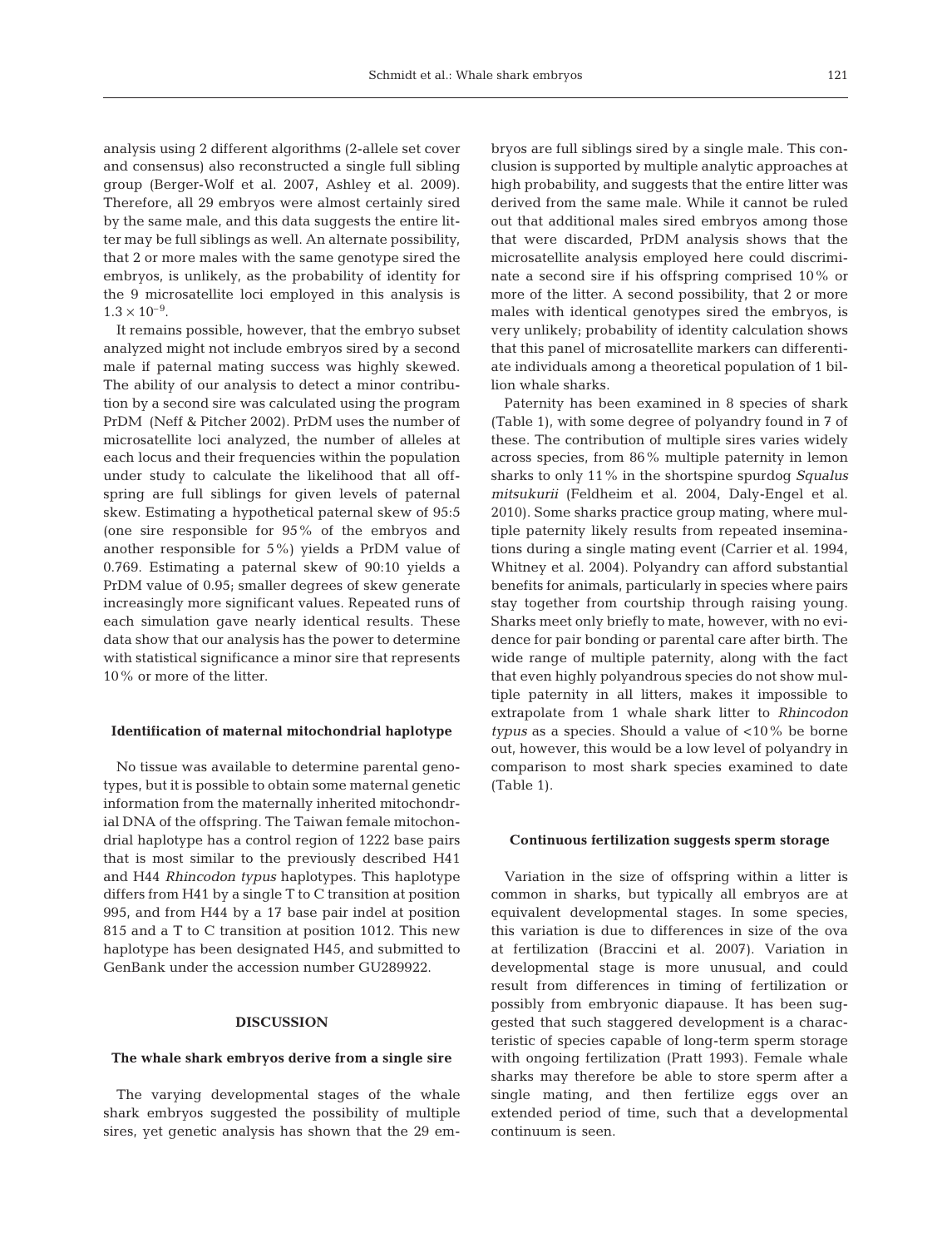analysis using 2 different algorithms (2-allele set cover and consensus) also reconstructed a single full sibling group (Berger-Wolf et al. 2007, Ashley et al. 2009). Therefore, all 29 embryos were almost certainly sired by the same male, and this data suggests the entire litter may be full siblings as well. An alternate possibility, that 2 or more males with the same genotype sired the embryos, is unlikely, as the probability of identity for the 9 microsatellite loci employed in this analysis is $1.3 \times 10^{-9}$.

It remains possible, however, that the embryo subset analyzed might not include embryos sired by a second male if paternal mating success was highly skewed. The ability of our analysis to detect a minor contribution by a second sire was calculated using the program PrDM (Neff & Pitcher 2002). PrDM uses the number of microsatellite loci analyzed, the number of alleles at each locus and their frequencies within the population under study to calculate the likelihood that all offspring are full siblings for given levels of paternal skew. Estimating a hypothetical paternal skew of 95:5 (one sire responsible for 95% of the embryos and another responsible for 5%) yields a PrDM value of 0.769. Estimating a paternal skew of 90:10 yields a PrDM value of 0.95; smaller degrees of skew generate increasingly more significant values. Repeated runs of each simulation gave nearly identical results. These data show that our analysis has the power to determine with statistical significance a minor sire that represents 10% or more of the litter.

### Identification of maternal mitochondrial haplotype

No tissue was available to determine parental genotypes, but it is possible to obtain some maternal genetic information from the maternally inherited mitochondrial DNA of the offspring. The Taiwan female mitochondrial haplotype has a control region of 1222 base pairs that is most similar to the previously described H41 and H44 *Rhincodon typus* haplotypes. This haplotype differs from H41 by a single T to C transition at position 995, and from H44 by a 17 base pair indel at position 815 and a T to C transition at position 1012. This new haplotype has been designated H45, and submitted to GenBank under the accession number GU289922.

## DISCUSSION

### The whale shark embryos derive from a single sire

The varying developmental stages of the whale shark embryos suggested the possibility of multiple sires, yet genetic analysis has shown that the 29 embryos are full siblings sired by a single male. This conclusion is supported by multiple analytic approaches at high probability, and suggests that the entire litter was derived from the same male. While it cannot be ruled out that additional males sired embryos among those that were discarded, PrDM analysis shows that the microsatellite analysis employed here could discriminate a second sire if his offspring comprised 10% or more of the litter. A second possibility, that 2 or more males with identical genotypes sired the embryos, is very unlikely; probability of identity calculation shows that this panel of microsatellite markers can differentiate individuals among a theoretical population of 1 billion whale sharks.

Paternity has been examined in 8 species of shark (Table 1), with some degree of polyandry found in 7 of these. The contribution of multiple sires varies widely across species, from 86% multiple paternity in lemon sharks to only 11% in the shortspine spurdog *Squalus mitsukurii* (Feldheim et al. 2004, Daly-Engel et al. 2010). Some sharks practice group mating, where multiple paternity likely results from repeated inseminations during a single mating event (Carrier et al. 1994, Whitney et al. 2004). Polyandry can afford substantial benefits for animals, particularly in species where pairs stay together from courtship through raising young. Sharks meet only briefly to mate, however, with no evidence for pair bonding or parental care after birth. The wide range of multiple paternity, along with the fact that even highly polyandrous species do not show multiple paternity in all litters, makes it impossible to extrapolate from 1 whale shark litter to *Rhincodon typus* as a species. Should a value of <10% be borne out, however, this would be a low level of polyandry in comparison to most shark species examined to date (Table 1).

### Continuous fertilization suggests sperm storage

Variation in the size of offspring within a litter is common in sharks, but typically all embryos are at equivalent developmental stages. In some species, this variation is due to differences in size of the ova at fertilization (Braccini et al. 2007). Variation in developmental stage is more unusual, and could result from differences in timing of fertilization or possibly from embryonic diapause. It has been suggested that such staggered development is a characteristic of species capable of long-term sperm storage with ongoing fertilization (Pratt 1993). Female whale sharks may therefore be able to store sperm after a single mating, and then fertilize eggs over an extended period of time, such that a developmental continuum is seen.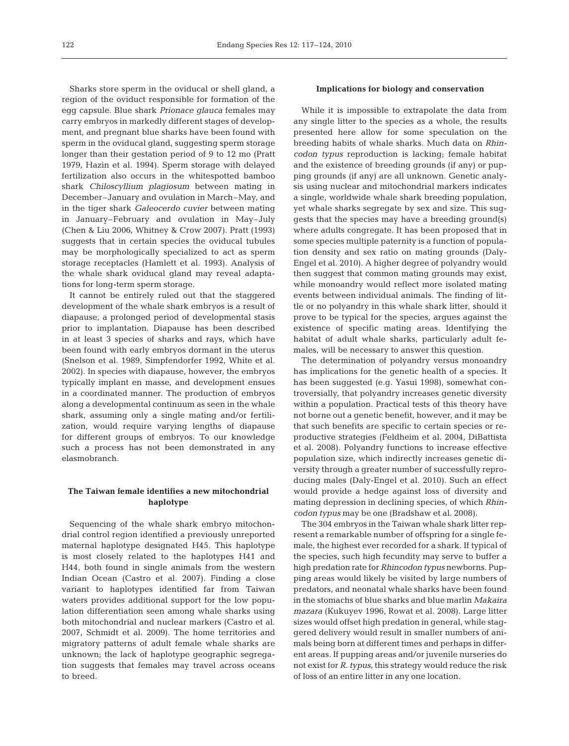Sharks store sperm in the oviducal or shell gland, a region of the oviduct responsible for formation of the egg capsule. Blue shark *Prionace glauca* females may carry embryos in markedly different stages of development, and pregnant blue sharks have been found with sperm in the oviducal gland, suggesting sperm storage longer than their gestation period of 9 to 12 mo (Pratt 1979, Hazin et al. 1994). Sperm storage with delayed fertilization also occurs in the whitespotted bamboo shark *Chiloscyllium plagiosum* between mating in December–January and ovulation in March–May, and in the tiger shark *Galeocerdo cuvier* between mating in January–February and ovulation in May–July (Chen & Liu 2006, Whitney & Crow 2007). Pratt (1993) suggests that in certain species the oviducal tubules may be morphologically specialized to act as sperm storage receptacles (Hamlett et al. 1993). Analysis of the whale shark oviducal gland may reveal adaptations for long-term sperm storage.

It cannot be entirely ruled out that the staggered development of the whale shark embryos is a result of diapause, a prolonged period of developmental stasis prior to implantation. Diapause has been described in at least 3 species of sharks and rays, which have been found with early embryos dormant in the uterus (Snelson et al. 1989, Simpfendorfer 1992, White et al. 2002). In species with diapause, however, the embryos typically implant en masse, and development ensues in a coordinated manner. The production of embryos along a developmental continuum as seen in the whale shark, assuming only a single mating and/or fertilization, would require varying lengths of diapause for different groups of embryos. To our knowledge such a process has not been demonstrated in any elasmobranch.

## The Taiwan female identifies a new mitochondrial haplotype

Sequencing of the whale shark embryo mitochondrial control region identified a previously unreported maternal haplotype designated H45. This haplotype is most closely related to the haplotypes H41 and H44, both found in single animals from the western Indian Ocean (Castro et al. 2007). Finding a close variant to haplotypes identified far from Taiwan waters provides additional support for the low population differentiation seen among whale sharks using both mitochondrial and nuclear markers (Castro et al. 2007, Schmidt et al. 2009). The home territories and migratory patterns of adult female whale sharks are unknown; the lack of haplotype geographic segregation suggests that females may travel across oceans to breed.

## Implications for biology and conservation

While it is impossible to extrapolate the data from any single litter to the species as a whole, the results presented here allow for some speculation on the breeding habits of whale sharks. Much data on *Rhincodon typus* reproduction is lacking; female habitat and the existence of breeding grounds (if any) or pupping grounds (if any) are all unknown. Genetic analysis using nuclear and mitochondrial markers indicates a single, worldwide whale shark breeding population, yet whale sharks segregate by sex and size. This suggests that the species may have a breeding ground(s) where adults congregate. It has been proposed that in some species multiple paternity is a function of population density and sex ratio on mating grounds (Daly-Engel et al. 2010). A higher degree of polyandry would then suggest that common mating grounds may exist, while monoandry would reflect more isolated mating events between individual animals. The finding of little or no polyandry in this whale shark litter, should it prove to be typical for the species, argues against the existence of specific mating areas. Identifying the habitat of adult whale sharks, particularly adult females, will be necessary to answer this question.

The determination of polyandry versus monoandry has implications for the genetic health of a species. It has been suggested (e.g. Yasui 1998), somewhat controversially, that polyandry increases genetic diversity within a population. Practical tests of this theory have not borne out a genetic benefit, however, and it may be that such benefits are specific to certain species or reproductive strategies (Feldheim et al. 2004, DiBattista et al. 2008). Polyandry functions to increase effective population size, which indirectly increases genetic diversity through a greater number of successfully reproducing males (Daly-Engel et al. 2010). Such an effect would provide a hedge against loss of diversity and mating depression in declining species, of which *Rhincodon typus* may be one (Bradshaw et al. 2008).

The 304 embryos in the Taiwan whale shark litter represent a remarkable number of offspring for a single female, the highest ever recorded for a shark. If typical of the species, such high fecundity may serve to buffer a high predation rate for *Rhincodon typus* newborns. Pupping areas would likely be visited by large numbers of predators, and neonatal whale sharks have been found in the stomachs of blue sharks and blue marlin *Makaira mazara* (Kukuyev 1996, Rowat et al. 2008). Large litter sizes would offset high predation in general, while staggered delivery would result in smaller numbers of animals being born at different times and perhaps in different areas. If pupping areas and/or juvenile nurseries do not exist for *R. typus*, this strategy would reduce the risk of loss of an entire litter in any one location.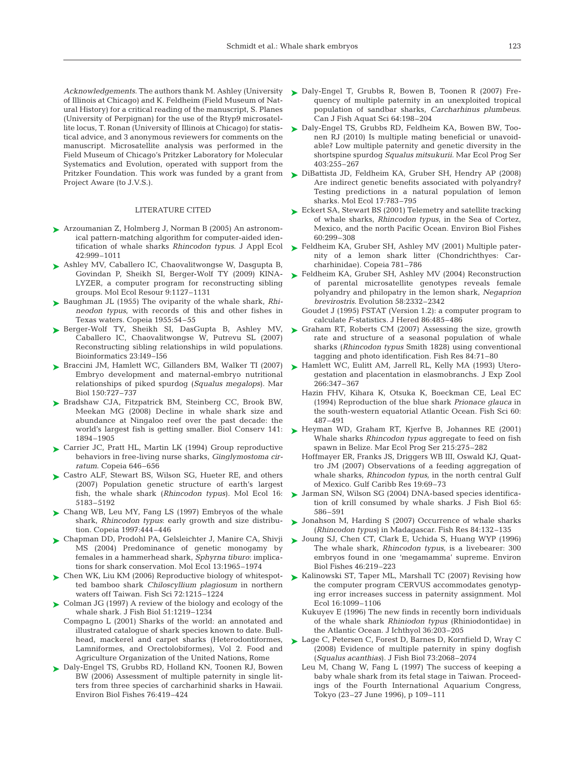*Acknowledgements.* The authors thank M. Ashley (University of Illinois at Chicago) and K. Feldheim (Field Museum of Natural History) for a critical reading of the manuscript, S. Planes (University of Perpignan) for the use of the Rtyp9 microsatellite locus, T. Ronan (University of Illinois at Chicago) for statistical advice, and 3 anonymous reviewers for comments on the manuscript. Microsatellite analysis was performed in the Field Museum of Chicago's Pritzker Laboratory for Molecular Systematics and Evolution, operated with support from the Pritzker Foundation. This work was funded by a grant from Project Aware (to J.V.S.).

## LITERATURE CITED

- Arzoumanian Z, Holmberg J, Norman B (2005) An astronomical pattern-matching algorithm for computer-aided identification of whale sharks *Rhincodon typus*. J Appl Ecol 42:999–1011
- Ashley MV, Caballero IC, Chaovalitwongse W, Dasgupta B, Govindan P, Sheikh SI, Berger-Wolf TY (2009) KINALYZER, a computer program for reconstructing sibling groups. Mol Ecol Resour 9:1127–1131
- Baughman JL (1955) The oviparity of the whale shark, *Rhineodon typus*, with records of this and other fishes in Texas waters. Copeia 1955:54–55
- Berger-Wolf TY, Sheikh SI, DasGupta B, Ashley MV, Caballero IC, Chaovalitwongse W, Putrevu SL (2007) Reconstructing sibling relationships in wild populations. Bioinformatics 23:I49–I56
- Braccini JM, Hamlett WC, Gillanders BM, Walker TI (2007) Embryo development and maternal-embryo nutritional relationships of piked spurdog (*Squalus megalops*). Mar Biol 150:727–737
- Bradshaw CJA, Fitzpatrick BM, Steinberg CC, Brook BW, Meekan MG (2008) Decline in whale shark size and abundance at Ningaloo reef over the past decade: the world's largest fish is getting smaller. Biol Conserv 141: 1894–1905
- Carrier JC, Pratt HL, Martin LK (1994) Group reproductive behaviors in free-living nurse sharks, *Ginglymostoma cirratum*. Copeia 646–656
- Castro ALF, Stewart BS, Wilson SG, Hueter RE, and others (2007) Population genetic structure of earth's largest fish, the whale shark (*Rhincodon typus*). Mol Ecol 16: 5183–5192
- Chang WB, Leu MY, Fang LS (1997) Embryos of the whale shark, *Rhincodon typus*: early growth and size distribution. Copeia 1997:444–446
- Chapman DD, Prodohl PA, Gelsleichter J, Manire CA, Shivji MS (2004) Predominance of genetic monogamy by females in a hammerhead shark, *Sphyrna tiburo*: implications for shark conservation. Mol Ecol 13:1965–1974
- Chen WK, Liu KM (2006) Reproductive biology of whitespotted bamboo shark *Chiloscyllium plagiosum* in northern waters off Taiwan. Fish Sci 72:1215–1224
- Colman JG (1997) A review of the biology and ecology of the whale shark. J Fish Biol 51:1219–1234
- Compagno L (2001) Sharks of the world: an annotated and illustrated catalogue of shark species known to date. Bullhead, mackerel and carpet sharks (Heterodontiformes, Lamniformes, and Orectolobiformes), Vol 2. Food and Agriculture Organization of the United Nations, Rome
- Daly-Engel TS, Grubbs RD, Holland KN, Toonen RJ, Bowen BW (2006) Assessment of multiple paternity in single litters from three species of carcharhinid sharks in Hawaii. Environ Biol Fishes 76:419–424
- Daly-Engel T, Grubbs R, Bowen B, Toonen R (2007) Frequency of multiple paternity in an unexploited tropical population of sandbar sharks, *Carcharhinus plumbeus*. Can J Fish Aquat Sci 64:198–204
- Daly-Engel TS, Grubbs RD, Feldheim KA, Bowen BW, Toonen RJ (2010) Is multiple mating beneficial or unavoidable? Low multiple paternity and genetic diversity in the shortspine spurdog *Squalus mitsukurii*. Mar Ecol Prog Ser 403:255–267
- DiBattista JD, Feldheim KA, Gruber SH, Hendry AP (2008) Are indirect genetic benefits associated with polyandry? Testing predictions in a natural population of lemon sharks. Mol Ecol 17:783–795
- Eckert SA, Stewart BS (2001) Telemetry and satellite tracking of whale sharks, *Rhincodon typus*, in the Sea of Cortez, Mexico, and the north Pacific Ocean. Environ Biol Fishes 60:299–308
- Feldheim KA, Gruber SH, Ashley MV (2001) Multiple paternity of a lemon shark litter (Chondrichthyes: Carcharhinidae). Copeia 781–786
- Feldheim KA, Gruber SH, Ashley MV (2004) Reconstruction of parental microsatellite genotypes reveals female polyandry and philopatry in the lemon shark, *Negaprion brevirostris*. Evolution 58:2332–2342
- Goudet J (1995) FSTAT (Version 1.2): a computer program to calculate *F*-statistics. J Hered 86:485–486
- Graham RT, Roberts CM (2007) Assessing the size, growth rate and structure of a seasonal population of whale sharks (*Rhincodon typus* Smith 1828) using conventional tagging and photo identification. Fish Res 84:71–80
- Hamlett WC, Eulitt AM, Jarrell RL, Kelly MA (1993) Uterogestation and placentation in elasmobranchs. J Exp Zool 266:347–367
- Hazin FHV, Kihara K, Otsuka K, Boeckman CE, Leal EC (1994) Reproduction of the blue shark *Prionace glauca* in the south-western equatorial Atlantic Ocean. Fish Sci 60: 487–491
- Heyman WD, Graham RT, Kjerfve B, Johannes RE (2001) Whale sharks *Rhincodon typus* aggregate to feed on fish spawn in Belize. Mar Ecol Prog Ser 215:275–282
- Hoffmayer ER, Franks JS, Driggers WB III, Oswald KJ, Quattro JM (2007) Observations of a feeding aggregation of whale sharks, *Rhincodon typus*, in the north central Gulf of Mexico. Gulf Caribb Res 19:69–73
- Jarman SN, Wilson SG (2004) DNA-based species identification of krill consumed by whale sharks. J Fish Biol 65: 586–591
- Jonahson M, Harding S (2007) Occurrence of whale sharks (*Rhincodon typus*) in Madagascar. Fish Res 84:132–135
- Joung SJ, Chen CT, Clark E, Uchida S, Huang WYP (1996) The whale shark, *Rhincodon typus*, is a livebearer: 300 embryos found in one 'megamamma' supreme. Environ Biol Fishes 46:219–223
- Kalinowski ST, Taper ML, Marshall TC (2007) Revising how the computer program CERVUS accommodates genotyping error increases success in paternity assignment. Mol Ecol 16:1099–1106
- Kukuyev E (1996) The new finds in recently born individuals of the whale shark *Rhiniodon typus* (Rhiniodontidae) in the Atlantic Ocean. J Ichthyol 36:203–205
- Lage C, Petersen C, Forest D, Barnes D, Kornfield D, Wray C (2008) Evidence of multiple paternity in spiny dogfish (*Squalus acanthias*). J Fish Biol 73:2068–2074
- Leu M, Chang W, Fang L (1997) The success of keeping a baby whale shark from its fetal stage in Taiwan. Proceedings of the Fourth International Aquarium Congress, Tokyo (23–27 June 1996), p 109–111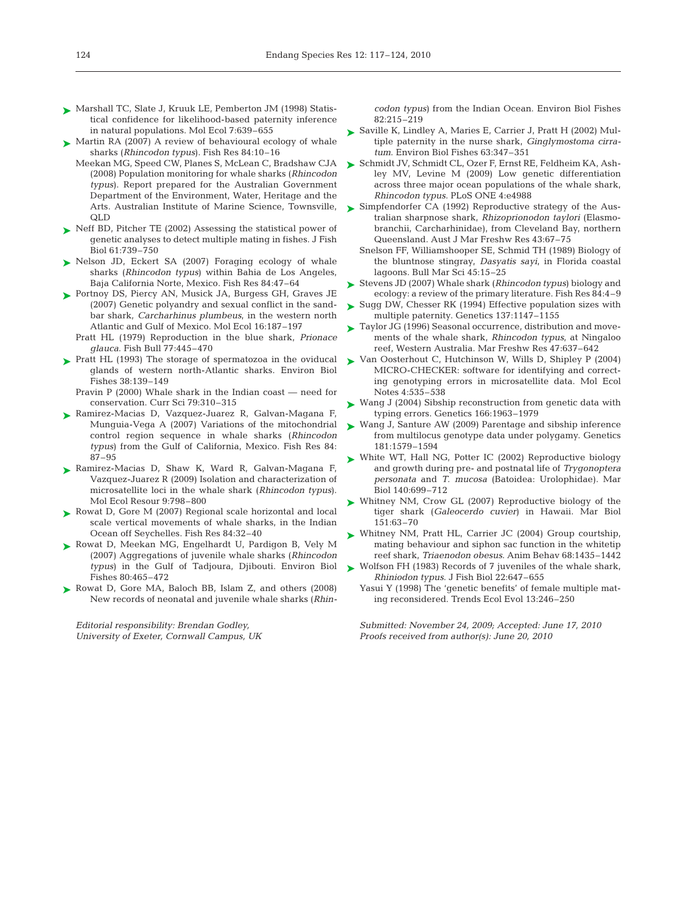Marshall TC, Slate J, Kruuk LE, Pemberton JM (1998) Statistical confidence for likelihood-based paternity inference in natural populations. Mol Ecol 7:639–655

Martin RA (2007) A review of behavioural ecology of whale sharks (*Rhincodon typus*). Fish Res 84:10–16

Meekan MG, Speed CW, Planes S, McLean C, Bradshaw CJA (2008) Population monitoring for whale sharks (*Rhincodon typus*). Report prepared for the Australian Government Department of the Environment, Water, Heritage and the Arts. Australian Institute of Marine Science, Townsville, QLD

Neff BD, Pitcher TE (2002) Assessing the statistical power of genetic analyses to detect multiple mating in fishes. J Fish Biol 61:739–750

Nelson JD, Eckert SA (2007) Foraging ecology of whale sharks (*Rhincodon typus*) within Bahia de Los Angeles, Baja California Norte, Mexico. Fish Res 84:47–64

Portnoy DS, Piercy AN, Musick JA, Burgess GH, Graves JE (2007) Genetic polyandry and sexual conflict in the sandbar shark, *Carcharhinus plumbeus*, in the western north Atlantic and Gulf of Mexico. Mol Ecol 16:187–197

Pratt HL (1979) Reproduction in the blue shark, *Prionace glauca*. Fish Bull 77:445–470

Pratt HL (1993) The storage of spermatozoa in the oviducal glands of western north-Atlantic sharks. Environ Biol Fishes 38:139–149

Pravin P (2000) Whale shark in the Indian coast — need for conservation. Curr Sci 79:310–315

Ramirez-Macias D, Vazquez-Juarez R, Galvan-Magana F, Munguia-Vega A (2007) Variations of the mitochondrial control region sequence in whale sharks (*Rhincodon typus*) from the Gulf of California, Mexico. Fish Res 84: 87–95

Ramirez-Macias D, Shaw K, Ward R, Galvan-Magana F, Vazquez-Juarez R (2009) Isolation and characterization of microsatellite loci in the whale shark (*Rhincodon typus*). Mol Ecol Resour 9:798–800

Rowat D, Gore M (2007) Regional scale horizontal and local scale vertical movements of whale sharks, in the Indian Ocean off Seychelles. Fish Res 84:32–40

Rowat D, Meekan MG, Engelhardt U, Pardigon B, Vely M (2007) Aggregations of juvenile whale sharks (*Rhincodon typus*) in the Gulf of Tadjoura, Djibouti. Environ Biol Fishes 80:465–472

Rowat D, Gore MA, Baloch BB, Islam Z, and others (2008) New records of neonatal and juvenile whale sharks (*Rhincodon typus*) from the Indian Ocean. Environ Biol Fishes 82:215–219

Saville K, Lindley A, Maries E, Carrier J, Pratt H (2002) Multiple paternity in the nurse shark, *Ginglymostoma cirratum*. Environ Biol Fishes 63:347–351

Schmidt JV, Schmidt CL, Ozer F, Ernst RE, Feldheim KA, Ashley MV, Levine M (2009) Low genetic differentiation across three major ocean populations of the whale shark, *Rhincodon typus*. PLoS ONE 4:e4988

Simpfendorfer CA (1992) Reproductive strategy of the Australian sharpnose shark, *Rhizoprionodon taylori* (Elasmobranchii, Carcharhinidae), from Cleveland Bay, northern Queensland. Aust J Mar Freshw Res 43:67–75

Snelson FF, Williamshooper SE, Schmid TH (1989) Biology of the bluntnose stingray, *Dasyatis sayi*, in Florida coastal lagoons. Bull Mar Sci 45:15–25

Stevens JD (2007) Whale shark (*Rhincodon typus*) biology and ecology: a review of the primary literature. Fish Res 84:4–9

Sugg DW, Chesser RK (1994) Effective population sizes with multiple paternity. Genetics 137:1147–1155

Taylor JG (1996) Seasonal occurrence, distribution and movements of the whale shark, *Rhincodon typus*, at Ningaloo reef, Western Australia. Mar Freshw Res 47:637–642

Van Oosterhout C, Hutchinson W, Wills D, Shipley P (2004) MICRO-CHECKER: software for identifying and correcting genotyping errors in microsatellite data. Mol Ecol Notes 4:535–538

Wang J (2004) Sibship reconstruction from genetic data with typing errors. Genetics 166:1963–1979

Wang J, Santure AW (2009) Parentage and sibship inference from multilocus genotype data under polygamy. Genetics 181:1579–1594

White WT, Hall NG, Potter IC (2002) Reproductive biology and growth during pre- and postnatal life of *Trygonoptera personata* and *T. mucosa* (Batoidea: Urolophidae). Mar Biol 140:699–712

Whitney NM, Crow GL (2007) Reproductive biology of the tiger shark (*Galeocerdo cuvier*) in Hawaii. Mar Biol 151:63–70

Whitney NM, Pratt HL, Carrier JC (2004) Group courtship, mating behaviour and siphon sac function in the whitetip reef shark, *Triaenodon obesus*. Anim Behav 68:1435–1442

Wolfson FH (1983) Records of 7 juveniles of the whale shark, *Rhiniodon typus*. J Fish Biol 22:647–655

Yasui Y (1998) The 'genetic benefits' of female multiple mating reconsidered. Trends Ecol Evol 13:246–250

*Editorial responsibility: Brendan Godley, University of Exeter, Cornwall Campus, UK*

*Submitted: November 24, 2009; Accepted: June 17, 2010*
*Proofs received from author(s): June 20, 2010*